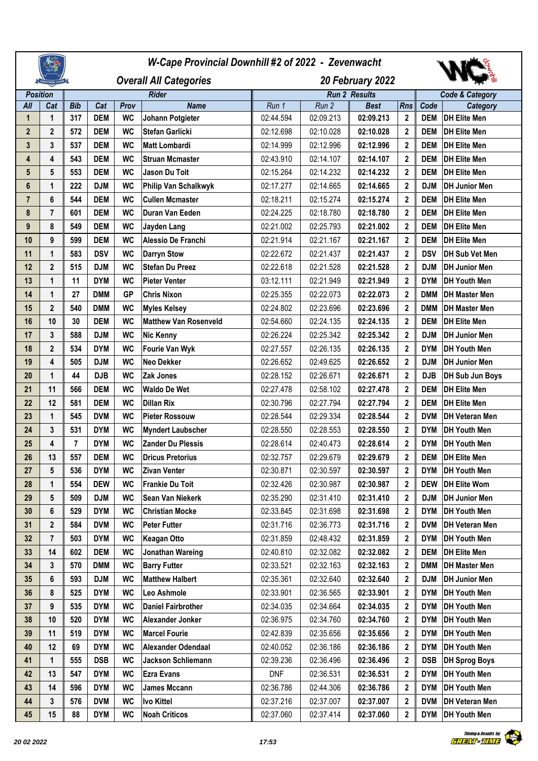# W-Cape Provincial Downhill #2 of 2022 - Zevenwacht

## Overall All Categories — 20 February 2022

| Position | | Rider | | | | Run 2 Results | | | | Code & Category | |
|---|---|---|---|---|---|---|---|---|---|---|---|
| All | Cat | Bib | Cat | Prov | Name | Run 1 | Run 2 | Best | Rns | Code | Category |
| 1 | 1 | 317 | DEM | WC | Johann Potgieter | 02:44.594 | 02:09.213 | 02:09.213 | 2 | DEM | DH Elite Men |
| 2 | 2 | 572 | DEM | WC | Stefan Garlicki | 02:12.698 | 02:10.028 | 02:10.028 | 2 | DEM | DH Elite Men |
| 3 | 3 | 537 | DEM | WC | Matt Lombardi | 02:14.999 | 02:12.996 | 02:12.996 | 2 | DEM | DH Elite Men |
| 4 | 4 | 543 | DEM | WC | Struan Mcmaster | 02:43.910 | 02:14.107 | 02:14.107 | 2 | DEM | DH Elite Men |
| 5 | 5 | 553 | DEM | WC | Jason Du Toit | 02:15.264 | 02:14.232 | 02:14.232 | 2 | DEM | DH Elite Men |
| 6 | 1 | 222 | DJM | WC | Philip Van Schalkwyk | 02:17.277 | 02:14.665 | 02:14.665 | 2 | DJM | DH Junior Men |
| 7 | 6 | 544 | DEM | WC | Cullen Mcmaster | 02:18.211 | 02:15.274 | 02:15.274 | 2 | DEM | DH Elite Men |
| 8 | 7 | 601 | DEM | WC | Duran Van Eeden | 02:24.225 | 02:18.780 | 02:18.780 | 2 | DEM | DH Elite Men |
| 9 | 8 | 549 | DEM | WC | Jayden Lang | 02:21.002 | 02:25.793 | 02:21.002 | 2 | DEM | DH Elite Men |
| 10 | 9 | 599 | DEM | WC | Alessio De Franchi | 02:21.914 | 02:21.167 | 02:21.167 | 2 | DEM | DH Elite Men |
| 11 | 1 | 583 | DSV | WC | Darryn Stow | 02:22.672 | 02:21.437 | 02:21.437 | 2 | DSV | DH Sub Vet Men |
| 12 | 2 | 515 | DJM | WC | Stefan Du Preez | 02:22.618 | 02:21.528 | 02:21.528 | 2 | DJM | DH Junior Men |
| 13 | 1 | 11 | DYM | WC | Pieter Venter | 03:12.111 | 02:21.949 | 02:21.949 | 2 | DYM | DH Youth Men |
| 14 | 1 | 27 | DMM | GP | Chris Nixon | 02:25.355 | 02:22.073 | 02:22.073 | 2 | DMM | DH Master Men |
| 15 | 2 | 540 | DMM | WC | Myles Kelsey | 02:24.802 | 02:23.696 | 02:23.696 | 2 | DMM | DH Master Men |
| 16 | 10 | 30 | DEM | WC | Matthew Van Rosenveld | 02:54.660 | 02:24.135 | 02:24.135 | 2 | DEM | DH Elite Men |
| 17 | 3 | 588 | DJM | WC | Nic Kenny | 02:26.224 | 02:25.342 | 02:25.342 | 2 | DJM | DH Junior Men |
| 18 | 2 | 534 | DYM | WC | Fourie Van Wyk | 02:27.557 | 02:26.135 | 02:26.135 | 2 | DYM | DH Youth Men |
| 19 | 4 | 505 | DJM | WC | Neo Dekker | 02:26.652 | 02:49.625 | 02:26.652 | 2 | DJM | DH Junior Men |
| 20 | 1 | 44 | DJB | WC | Zak Jones | 02:28.152 | 02:26.671 | 02:26.671 | 2 | DJB | DH Sub Jun Boys |
| 21 | 11 | 566 | DEM | WC | Waldo De Wet | 02:27.478 | 02:58.102 | 02:27.478 | 2 | DEM | DH Elite Men |
| 22 | 12 | 581 | DEM | WC | Dillan Rix | 02:30.796 | 02:27.794 | 02:27.794 | 2 | DEM | DH Elite Men |
| 23 | 1 | 545 | DVM | WC | Pieter Rossouw | 02:28.544 | 02:29.334 | 02:28.544 | 2 | DVM | DH Veteran Men |
| 24 | 3 | 531 | DYM | WC | Myndert Laubscher | 02:28.550 | 02:28.553 | 02:28.550 | 2 | DYM | DH Youth Men |
| 25 | 4 | 7 | DYM | WC | Zander Du Plessis | 02:28.614 | 02:40.473 | 02:28.614 | 2 | DYM | DH Youth Men |
| 26 | 13 | 557 | DEM | WC | Dricus Pretorius | 02:32.757 | 02:29.679 | 02:29.679 | 2 | DEM | DH Elite Men |
| 27 | 5 | 536 | DYM | WC | Zivan Venter | 02:30.871 | 02:30.597 | 02:30.597 | 2 | DYM | DH Youth Men |
| 28 | 1 | 554 | DEW | WC | Frankie Du Toit | 02:32.426 | 02:30.987 | 02:30.987 | 2 | DEW | DH Elite Wom |
| 29 | 5 | 509 | DJM | WC | Sean Van Niekerk | 02:35.290 | 02:31.410 | 02:31.410 | 2 | DJM | DH Junior Men |
| 30 | 6 | 529 | DYM | WC | Christian Mocke | 02:33.845 | 02:31.698 | 02:31.698 | 2 | DYM | DH Youth Men |
| 31 | 2 | 584 | DVM | WC | Peter Futter | 02:31.716 | 02:36.773 | 02:31.716 | 2 | DVM | DH Veteran Men |
| 32 | 7 | 503 | DYM | WC | Keagan Otto | 02:31.859 | 02:48.432 | 02:31.859 | 2 | DYM | DH Youth Men |
| 33 | 14 | 602 | DEM | WC | Jonathan Wareing | 02:40.810 | 02:32.082 | 02:32.082 | 2 | DEM | DH Elite Men |
| 34 | 3 | 570 | DMM | WC | Barry Futter | 02:33.521 | 02:32.163 | 02:32.163 | 2 | DMM | DH Master Men |
| 35 | 6 | 593 | DJM | WC | Matthew Halbert | 02:35.361 | 02:32.640 | 02:32.640 | 2 | DJM | DH Junior Men |
| 36 | 8 | 525 | DYM | WC | Leo Ashmole | 02:33.901 | 02:36.565 | 02:33.901 | 2 | DYM | DH Youth Men |
| 37 | 9 | 535 | DYM | WC | Daniel Fairbrother | 02:34.035 | 02:34.664 | 02:34.035 | 2 | DYM | DH Youth Men |
| 38 | 10 | 520 | DYM | WC | Alexander Jonker | 02:36.975 | 02:34.760 | 02:34.760 | 2 | DYM | DH Youth Men |
| 39 | 11 | 519 | DYM | WC | Marcel Fourie | 02:42.839 | 02:35.656 | 02:35.656 | 2 | DYM | DH Youth Men |
| 40 | 12 | 69 | DYM | WC | Alexander Odendaal | 02:40.052 | 02:36.186 | 02:36.186 | 2 | DYM | DH Youth Men |
| 41 | 1 | 555 | DSB | WC | Jackson Schliemann | 02:39.236 | 02:36.496 | 02:36.496 | 2 | DSB | DH Sprog Boys |
| 42 | 13 | 547 | DYM | WC | Ezra Evans | DNF | 02:36.531 | 02:36.531 | 2 | DYM | DH Youth Men |
| 43 | 14 | 596 | DYM | WC | James Mccann | 02:36.786 | 02:44.306 | 02:36.786 | 2 | DYM | DH Youth Men |
| 44 | 3 | 576 | DVM | WC | Ivo Kittel | 02:37.216 | 02:37.007 | 02:37.007 | 2 | DVM | DH Veteran Men |
| 45 | 15 | 88 | DYM | WC | Noah Criticos | 02:37.060 | 02:37.414 | 02:37.060 | 2 | DYM | DH Youth Men |

20 02 2022 — 17:53

Timing & Results by GREAT-TIME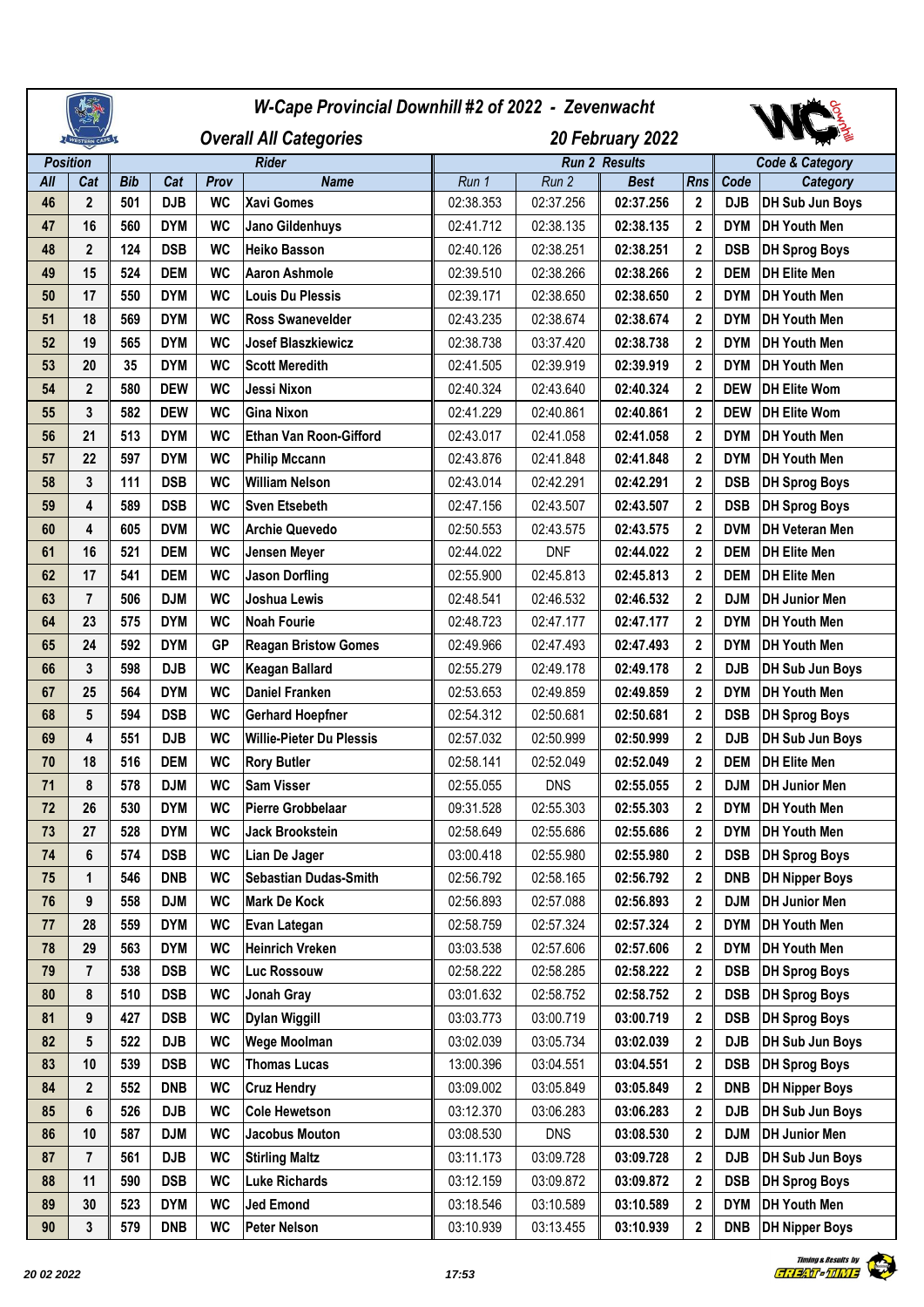# W-Cape Provincial Downhill #2 of 2022 - Zevenwacht

## Overall All Categories — 20 February 2022

| Position | | Rider | | | | Run 2 Results | | | | Code & Category | |
|---|---|---|---|---|---|---|---|---|---|---|---|
| All | Cat | Bib | Cat | Prov | Name | Run 1 | Run 2 | Best | Rns | Code | Category |
| 46 | 2 | 501 | DJB | WC | Xavi Gomes | 02:38.353 | 02:37.256 | 02:37.256 | 2 | DJB | DH Sub Jun Boys |
| 47 | 16 | 560 | DYM | WC | Jano Gildenhuys | 02:41.712 | 02:38.135 | 02:38.135 | 2 | DYM | DH Youth Men |
| 48 | 2 | 124 | DSB | WC | Heiko Basson | 02:40.126 | 02:38.251 | 02:38.251 | 2 | DSB | DH Sprog Boys |
| 49 | 15 | 524 | DEM | WC | Aaron Ashmole | 02:39.510 | 02:38.266 | 02:38.266 | 2 | DEM | DH Elite Men |
| 50 | 17 | 550 | DYM | WC | Louis Du Plessis | 02:39.171 | 02:38.650 | 02:38.650 | 2 | DYM | DH Youth Men |
| 51 | 18 | 569 | DYM | WC | Ross Swanevelder | 02:43.235 | 02:38.674 | 02:38.674 | 2 | DYM | DH Youth Men |
| 52 | 19 | 565 | DYM | WC | Josef Blaszkiewicz | 02:38.738 | 03:37.420 | 02:38.738 | 2 | DYM | DH Youth Men |
| 53 | 20 | 35 | DYM | WC | Scott Meredith | 02:41.505 | 02:39.919 | 02:39.919 | 2 | DYM | DH Youth Men |
| 54 | 2 | 580 | DEW | WC | Jessi Nixon | 02:40.324 | 02:43.640 | 02:40.324 | 2 | DEW | DH Elite Wom |
| 55 | 3 | 582 | DEW | WC | Gina Nixon | 02:41.229 | 02:40.861 | 02:40.861 | 2 | DEW | DH Elite Wom |
| 56 | 21 | 513 | DYM | WC | Ethan Van Roon-Gifford | 02:43.017 | 02:41.058 | 02:41.058 | 2 | DYM | DH Youth Men |
| 57 | 22 | 597 | DYM | WC | Philip Mccann | 02:43.876 | 02:41.848 | 02:41.848 | 2 | DYM | DH Youth Men |
| 58 | 3 | 111 | DSB | WC | William Nelson | 02:43.014 | 02:42.291 | 02:42.291 | 2 | DSB | DH Sprog Boys |
| 59 | 4 | 589 | DSB | WC | Sven Etsebeth | 02:47.156 | 02:43.507 | 02:43.507 | 2 | DSB | DH Sprog Boys |
| 60 | 4 | 605 | DVM | WC | Archie Quevedo | 02:50.553 | 02:43.575 | 02:43.575 | 2 | DVM | DH Veteran Men |
| 61 | 16 | 521 | DEM | WC | Jensen Meyer | 02:44.022 | DNF | 02:44.022 | 2 | DEM | DH Elite Men |
| 62 | 17 | 541 | DEM | WC | Jason Dorfling | 02:55.900 | 02:45.813 | 02:45.813 | 2 | DEM | DH Elite Men |
| 63 | 7 | 506 | DJM | WC | Joshua Lewis | 02:48.541 | 02:46.532 | 02:46.532 | 2 | DJM | DH Junior Men |
| 64 | 23 | 575 | DYM | WC | Noah Fourie | 02:48.723 | 02:47.177 | 02:47.177 | 2 | DYM | DH Youth Men |
| 65 | 24 | 592 | DYM | GP | Reagan Bristow Gomes | 02:49.966 | 02:47.493 | 02:47.493 | 2 | DYM | DH Youth Men |
| 66 | 3 | 598 | DJB | WC | Keagan Ballard | 02:55.279 | 02:49.178 | 02:49.178 | 2 | DJB | DH Sub Jun Boys |
| 67 | 25 | 564 | DYM | WC | Daniel Franken | 02:53.653 | 02:49.859 | 02:49.859 | 2 | DYM | DH Youth Men |
| 68 | 5 | 594 | DSB | WC | Gerhard Hoepfner | 02:54.312 | 02:50.681 | 02:50.681 | 2 | DSB | DH Sprog Boys |
| 69 | 4 | 551 | DJB | WC | Willie-Pieter Du Plessis | 02:57.032 | 02:50.999 | 02:50.999 | 2 | DJB | DH Sub Jun Boys |
| 70 | 18 | 516 | DEM | WC | Rory Butler | 02:58.141 | 02:52.049 | 02:52.049 | 2 | DEM | DH Elite Men |
| 71 | 8 | 578 | DJM | WC | Sam Visser | 02:55.055 | DNS | 02:55.055 | 2 | DJM | DH Junior Men |
| 72 | 26 | 530 | DYM | WC | Pierre Grobbelaar | 09:31.528 | 02:55.303 | 02:55.303 | 2 | DYM | DH Youth Men |
| 73 | 27 | 528 | DYM | WC | Jack Brookstein | 02:58.649 | 02:55.686 | 02:55.686 | 2 | DYM | DH Youth Men |
| 74 | 6 | 574 | DSB | WC | Lian De Jager | 03:00.418 | 02:55.980 | 02:55.980 | 2 | DSB | DH Sprog Boys |
| 75 | 1 | 546 | DNB | WC | Sebastian Dudas-Smith | 02:56.792 | 02:58.165 | 02:56.792 | 2 | DNB | DH Nipper Boys |
| 76 | 9 | 558 | DJM | WC | Mark De Kock | 02:56.893 | 02:57.088 | 02:56.893 | 2 | DJM | DH Junior Men |
| 77 | 28 | 559 | DYM | WC | Evan Lategan | 02:58.759 | 02:57.324 | 02:57.324 | 2 | DYM | DH Youth Men |
| 78 | 29 | 563 | DYM | WC | Heinrich Vreken | 03:03.538 | 02:57.606 | 02:57.606 | 2 | DYM | DH Youth Men |
| 79 | 7 | 538 | DSB | WC | Luc Rossouw | 02:58.222 | 02:58.285 | 02:58.222 | 2 | DSB | DH Sprog Boys |
| 80 | 8 | 510 | DSB | WC | Jonah Gray | 03:01.632 | 02:58.752 | 02:58.752 | 2 | DSB | DH Sprog Boys |
| 81 | 9 | 427 | DSB | WC | Dylan Wiggill | 03:03.773 | 03:00.719 | 03:00.719 | 2 | DSB | DH Sprog Boys |
| 82 | 5 | 522 | DJB | WC | Wege Moolman | 03:02.039 | 03:05.734 | 03:02.039 | 2 | DJB | DH Sub Jun Boys |
| 83 | 10 | 539 | DSB | WC | Thomas Lucas | 13:00.396 | 03:04.551 | 03:04.551 | 2 | DSB | DH Sprog Boys |
| 84 | 2 | 552 | DNB | WC | Cruz Hendry | 03:09.002 | 03:05.849 | 03:05.849 | 2 | DNB | DH Nipper Boys |
| 85 | 6 | 526 | DJB | WC | Cole Hewetson | 03:12.370 | 03:06.283 | 03:06.283 | 2 | DJB | DH Sub Jun Boys |
| 86 | 10 | 587 | DJM | WC | Jacobus Mouton | 03:08.530 | DNS | 03:08.530 | 2 | DJM | DH Junior Men |
| 87 | 7 | 561 | DJB | WC | Stirling Maltz | 03:11.173 | 03:09.728 | 03:09.728 | 2 | DJB | DH Sub Jun Boys |
| 88 | 11 | 590 | DSB | WC | Luke Richards | 03:12.159 | 03:09.872 | 03:09.872 | 2 | DSB | DH Sprog Boys |
| 89 | 30 | 523 | DYM | WC | Jed Emond | 03:18.546 | 03:10.589 | 03:10.589 | 2 | DYM | DH Youth Men |
| 90 | 3 | 579 | DNB | WC | Peter Nelson | 03:10.939 | 03:13.455 | 03:10.939 | 2 | DNB | DH Nipper Boys |

20 02 2022 17:53

Timing & Results by GREAT-TIME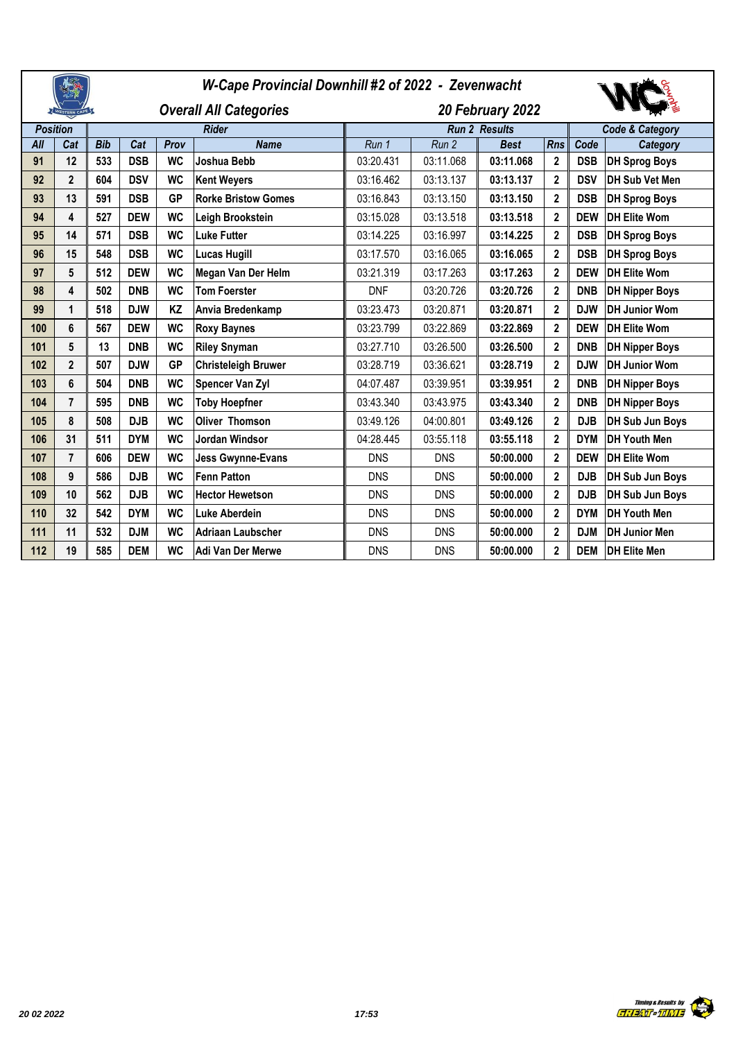## W-Cape Provincial Downhill #2 of 2022 - Zevenwacht

### Overall All Categories — 20 February 2022

| Position | | Rider | | | | Run 2 Results | | | | Code & Category | |
|---|---|---|---|---|---|---|---|---|---|---|---|
| All | Cat | Bib | Cat | Prov | Name | Run 1 | Run 2 | Best | Rns | Code | Category |
| 91 | 12 | 533 | DSB | WC | Joshua Bebb | 03:20.431 | 03:11.068 | 03:11.068 | 2 | DSB | DH Sprog Boys |
| 92 | 2 | 604 | DSV | WC | Kent Weyers | 03:16.462 | 03:13.137 | 03:13.137 | 2 | DSV | DH Sub Vet Men |
| 93 | 13 | 591 | DSB | GP | Rorke Bristow Gomes | 03:16.843 | 03:13.150 | 03:13.150 | 2 | DSB | DH Sprog Boys |
| 94 | 4 | 527 | DEW | WC | Leigh Brookstein | 03:15.028 | 03:13.518 | 03:13.518 | 2 | DEW | DH Elite Wom |
| 95 | 14 | 571 | DSB | WC | Luke Futter | 03:14.225 | 03:16.997 | 03:14.225 | 2 | DSB | DH Sprog Boys |
| 96 | 15 | 548 | DSB | WC | Lucas Hugill | 03:17.570 | 03:16.065 | 03:16.065 | 2 | DSB | DH Sprog Boys |
| 97 | 5 | 512 | DEW | WC | Megan Van Der Helm | 03:21.319 | 03:17.263 | 03:17.263 | 2 | DEW | DH Elite Wom |
| 98 | 4 | 502 | DNB | WC | Tom Foerster | DNF | 03:20.726 | 03:20.726 | 2 | DNB | DH Nipper Boys |
| 99 | 1 | 518 | DJW | KZ | Anvia Bredenkamp | 03:23.473 | 03:20.871 | 03:20.871 | 2 | DJW | DH Junior Wom |
| 100 | 6 | 567 | DEW | WC | Roxy Baynes | 03:23.799 | 03:22.869 | 03:22.869 | 2 | DEW | DH Elite Wom |
| 101 | 5 | 13 | DNB | WC | Riley Snyman | 03:27.710 | 03:26.500 | 03:26.500 | 2 | DNB | DH Nipper Boys |
| 102 | 2 | 507 | DJW | GP | Christeleigh Bruwer | 03:28.719 | 03:36.621 | 03:28.719 | 2 | DJW | DH Junior Wom |
| 103 | 6 | 504 | DNB | WC | Spencer Van Zyl | 04:07.487 | 03:39.951 | 03:39.951 | 2 | DNB | DH Nipper Boys |
| 104 | 7 | 595 | DNB | WC | Toby Hoepfner | 03:43.340 | 03:43.975 | 03:43.340 | 2 | DNB | DH Nipper Boys |
| 105 | 8 | 508 | DJB | WC | Oliver Thomson | 03:49.126 | 04:00.801 | 03:49.126 | 2 | DJB | DH Sub Jun Boys |
| 106 | 31 | 511 | DYM | WC | Jordan Windsor | 04:28.445 | 03:55.118 | 03:55.118 | 2 | DYM | DH Youth Men |
| 107 | 7 | 606 | DEW | WC | Jess Gwynne-Evans | DNS | DNS | 50:00.000 | 2 | DEW | DH Elite Wom |
| 108 | 9 | 586 | DJB | WC | Fenn Patton | DNS | DNS | 50:00.000 | 2 | DJB | DH Sub Jun Boys |
| 109 | 10 | 562 | DJB | WC | Hector Hewetson | DNS | DNS | 50:00.000 | 2 | DJB | DH Sub Jun Boys |
| 110 | 32 | 542 | DYM | WC | Luke Aberdein | DNS | DNS | 50:00.000 | 2 | DYM | DH Youth Men |
| 111 | 11 | 532 | DJM | WC | Adriaan Laubscher | DNS | DNS | 50:00.000 | 2 | DJM | DH Junior Men |
| 112 | 19 | 585 | DEM | WC | Adi Van Der Merwe | DNS | DNS | 50:00.000 | 2 | DEM | DH Elite Men |

20 02 2022 17:53

Timing & Results by GREAT-TIME